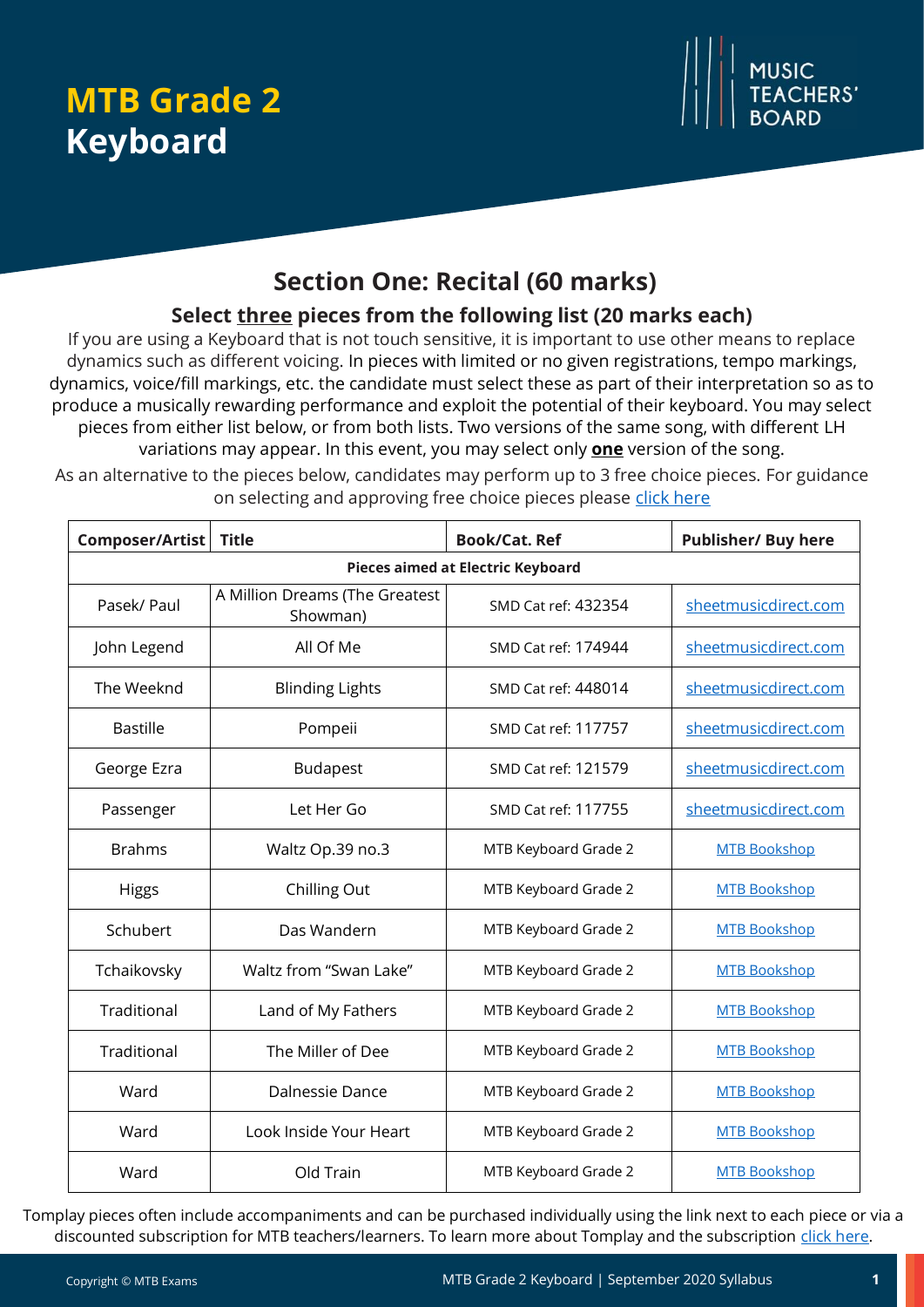# MTB Grade 2 Keyboard

MUSIC TEACHERS' BOARD

## Section One: Recital (60 marks)

### Select <u>three</u> pieces from the following list (20 marks each)

If you are using a Keyboard that is not touch sensitive, it is important to use other means to replace dynamics such as different voicing. In pieces with limited or no given registrations, tempo markings, dynamics, voice/fill markings, etc. the candidate must select these as part of their interpretation so as to produce a musically rewarding performance and exploit the potential of their keyboard. You may select pieces from either list below, or from both lists. Two versions of the same song, with different LH variations may appear. In this event, you may select only **one** version of the song.

As an alternative to the pieces below, candidates may perform up to 3 free choice pieces. For guidance on selecting and approving free choice pieces please click here

| Composer/Artist | Title | Book/Cat. Ref | Publisher/ Buy here |
|---|---|---|---|
| **Pieces aimed at Electric Keyboard** | | | |
| Pasek/ Paul | A Million Dreams (The Greatest Showman) | SMD Cat ref: 432354 | sheetmusicdirect.com |
| John Legend | All Of Me | SMD Cat ref: 174944 | sheetmusicdirect.com |
| The Weeknd | Blinding Lights | SMD Cat ref: 448014 | sheetmusicdirect.com |
| Bastille | Pompeii | SMD Cat ref: 117757 | sheetmusicdirect.com |
| George Ezra | Budapest | SMD Cat ref: 121579 | sheetmusicdirect.com |
| Passenger | Let Her Go | SMD Cat ref: 117755 | sheetmusicdirect.com |
| Brahms | Waltz Op.39 no.3 | MTB Keyboard Grade 2 | MTB Bookshop |
| Higgs | Chilling Out | MTB Keyboard Grade 2 | MTB Bookshop |
| Schubert | Das Wandern | MTB Keyboard Grade 2 | MTB Bookshop |
| Tchaikovsky | Waltz from "Swan Lake" | MTB Keyboard Grade 2 | MTB Bookshop |
| Traditional | Land of My Fathers | MTB Keyboard Grade 2 | MTB Bookshop |
| Traditional | The Miller of Dee | MTB Keyboard Grade 2 | MTB Bookshop |
| Ward | Dalnessie Dance | MTB Keyboard Grade 2 | MTB Bookshop |
| Ward | Look Inside Your Heart | MTB Keyboard Grade 2 | MTB Bookshop |
| Ward | Old Train | MTB Keyboard Grade 2 | MTB Bookshop |

Tomplay pieces often include accompaniments and can be purchased individually using the link next to each piece or via a discounted subscription for MTB teachers/learners. To learn more about Tomplay and the subscription click here.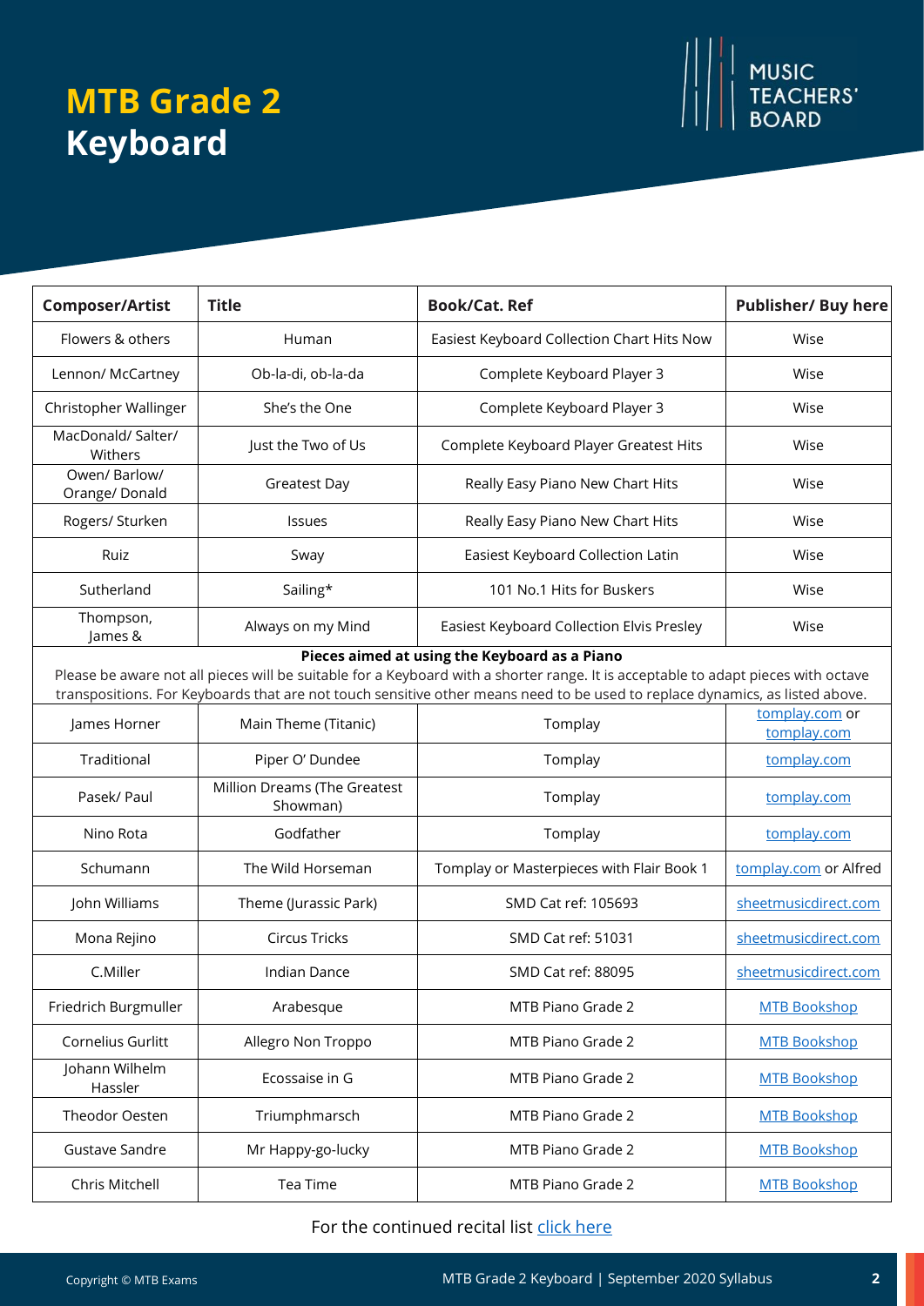# MTB Grade 2 Keyboard

| Composer/Artist | Title | Book/Cat. Ref | Publisher/ Buy here |
|---|---|---|---|
| Flowers & others | Human | Easiest Keyboard Collection Chart Hits Now | Wise |
| Lennon/ McCartney | Ob-la-di, ob-la-da | Complete Keyboard Player 3 | Wise |
| Christopher Wallinger | She's the One | Complete Keyboard Player 3 | Wise |
| MacDonald/ Salter/ Withers | Just the Two of Us | Complete Keyboard Player Greatest Hits | Wise |
| Owen/ Barlow/ Orange/ Donald | Greatest Day | Really Easy Piano New Chart Hits | Wise |
| Rogers/ Sturken | Issues | Really Easy Piano New Chart Hits | Wise |
| Ruiz | Sway | Easiest Keyboard Collection Latin | Wise |
| Sutherland | Sailing* | 101 No.1 Hits for Buskers | Wise |
| Thompson, James & | Always on my Mind | Easiest Keyboard Collection Elvis Presley | Wise |
| **Pieces aimed at using the Keyboard as a Piano** Please be aware not all pieces will be suitable for a Keyboard with a shorter range. It is acceptable to adapt pieces with octave transpositions. For Keyboards that are not touch sensitive other means need to be used to replace dynamics, as listed above. | | | |
| James Horner | Main Theme (Titanic) | Tomplay | tomplay.com or tomplay.com |
| Traditional | Piper O' Dundee | Tomplay | tomplay.com |
| Pasek/ Paul | Million Dreams (The Greatest Showman) | Tomplay | tomplay.com |
| Nino Rota | Godfather | Tomplay | tomplay.com |
| Schumann | The Wild Horseman | Tomplay or Masterpieces with Flair Book 1 | tomplay.com or Alfred |
| John Williams | Theme (Jurassic Park) | SMD Cat ref: 105693 | sheetmusicdirect.com |
| Mona Rejino | Circus Tricks | SMD Cat ref: 51031 | sheetmusicdirect.com |
| C.Miller | Indian Dance | SMD Cat ref: 88095 | sheetmusicdirect.com |
| Friedrich Burgmuller | Arabesque | MTB Piano Grade 2 | MTB Bookshop |
| Cornelius Gurlitt | Allegro Non Troppo | MTB Piano Grade 2 | MTB Bookshop |
| Johann Wilhelm Hassler | Ecossaise in G | MTB Piano Grade 2 | MTB Bookshop |
| Theodor Oesten | Triumphmarsch | MTB Piano Grade 2 | MTB Bookshop |
| Gustave Sandre | Mr Happy-go-lucky | MTB Piano Grade 2 | MTB Bookshop |
| Chris Mitchell | Tea Time | MTB Piano Grade 2 | MTB Bookshop |

For the continued recital list click here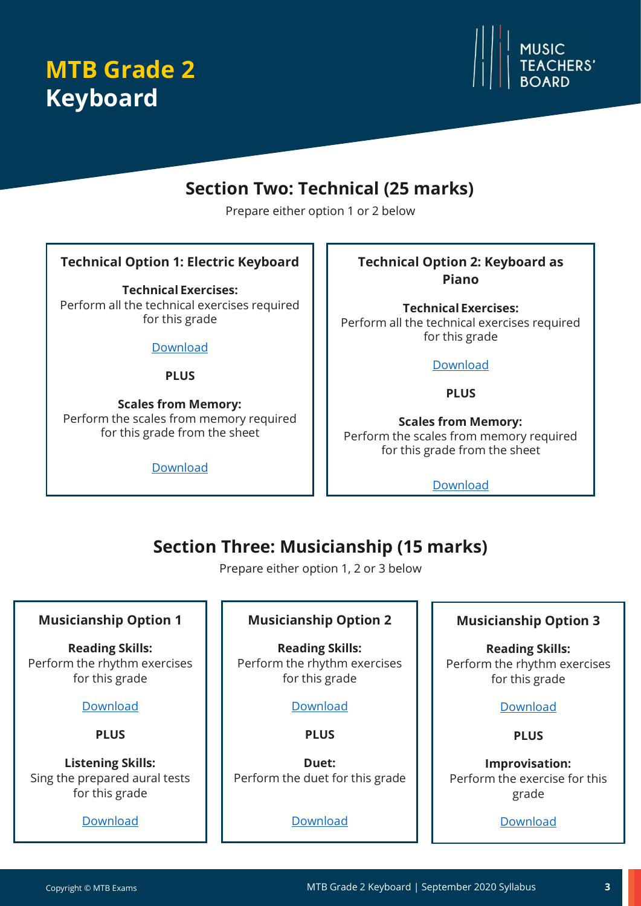# MTB Grade 2 Keyboard

## Section Two: Technical (25 marks)

Prepare either option 1 or 2 below

### Technical Option 1: Electric Keyboard

**Technical Exercises:**
Perform all the technical exercises required for this grade

Download

**PLUS**

**Scales from Memory:**
Perform the scales from memory required for this grade from the sheet

Download

### Technical Option 2: Keyboard as Piano

**Technical Exercises:**
Perform all the technical exercises required for this grade

Download

**PLUS**

**Scales from Memory:**
Perform the scales from memory required for this grade from the sheet

Download

## Section Three: Musicianship (15 marks)

Prepare either option 1, 2 or 3 below

### Musicianship Option 1

**Reading Skills:**
Perform the rhythm exercises for this grade

Download

**PLUS**

**Listening Skills:**
Sing the prepared aural tests for this grade

Download

### Musicianship Option 2

**Reading Skills:**
Perform the rhythm exercises for this grade

Download

**PLUS**

**Duet:**
Perform the duet for this grade

Download

### Musicianship Option 3

**Reading Skills:**
Perform the rhythm exercises for this grade

Download

**PLUS**

**Improvisation:**
Perform the exercise for this grade

Download